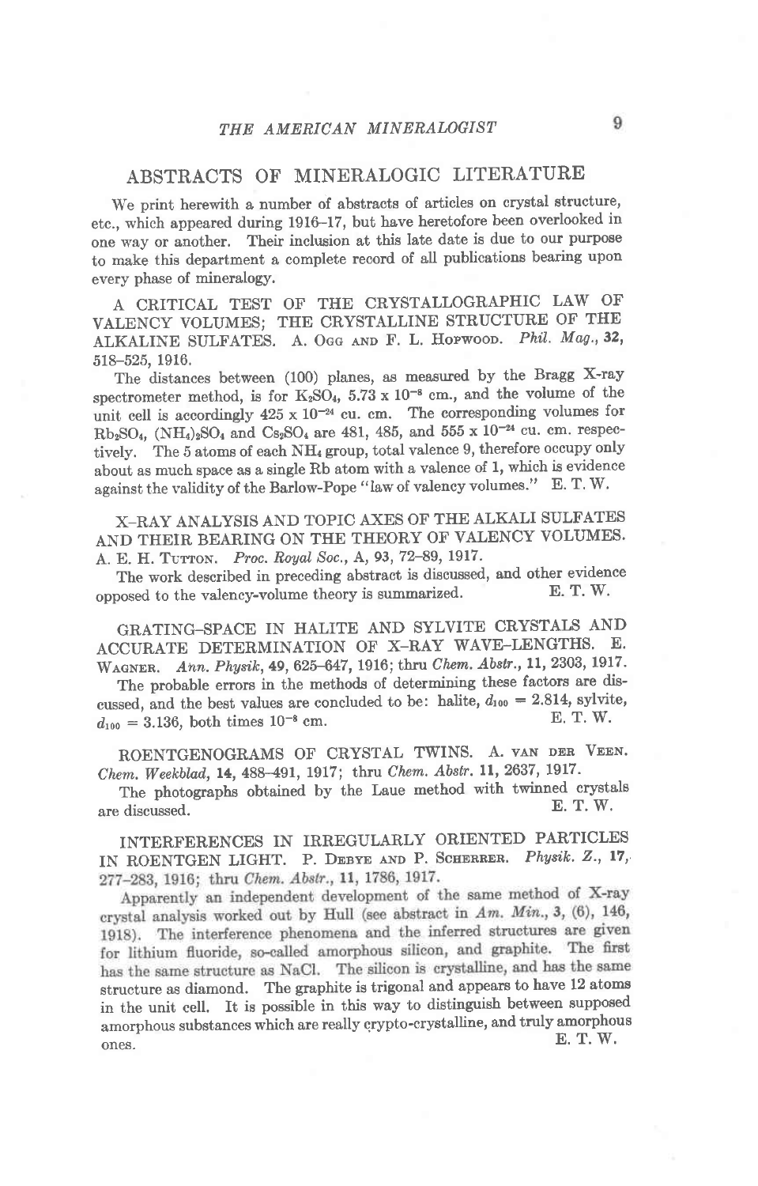## ABSTRACTS OF MINERALOGIC LITERATURE

We print herewith a number of abstracts of articles on crystal structure, etc., which appeared during 1916–17, but have heretofore been overlooked in one way or another. Their inclusion at this late date is due to our purpose to make this department a complete record of all publications bearing upon every phase of mineralogy.

A CRITICAL TEST OF THE CRYSTALLOGRAPHIC LAW OF VALENCY VOLUMES; THE CRYSTALLINE STRUCTURE OF THE ALKALINE SULFATES. A. Ogg and F. L. Hopwood. *Phil. Mag.*, **32**, 518–525, 1916.

The distances between (100) planes, as measured by the Bragg X-ray spectrometer method, is for $K_2SO_4$, $5.73 \times 10^{-8}$ cm., and the volume of the unit cell is accordingly $425 \times 10^{-24}$ cu. cm. The corresponding volumes for $Rb_2SO_4$, $(NH_4)_2SO_4$ and $Cs_2SO_4$ are 481, 485, and $555 \times 10^{-24}$ cu. cm. respectively. The 5 atoms of each $NH_4$ group, total valence 9, therefore occupy only about as much space as a single Rb atom with a valence of 1, which is evidence against the validity of the Barlow-Pope "law of valency volumes." E. T. W.

X-RAY ANALYSIS AND TOPIC AXES OF THE ALKALI SULFATES AND THEIR BEARING ON THE THEORY OF VALENCY VOLUMES. A. E. H. Tutton. *Proc. Royal Soc.*, A, **93**, 72–89, 1917.

The work described in preceding abstract is discussed, and other evidence opposed to the valency-volume theory is summarized. E. T. W.

GRATING-SPACE IN HALITE AND SYLVITE CRYSTALS AND ACCURATE DETERMINATION OF X-RAY WAVE-LENGTHS. E. Wagner. *Ann. Physik*, **49**, 625–647, 1916; thru *Chem. Abstr.*, **11**, 2303, 1917.

The probable errors in the methods of determining these factors are discussed, and the best values are concluded to be: halite, $d_{100} = 2.814$, sylvite, $d_{100} = 3.136$, both times $10^{-8}$ cm. E. T. W.

ROENTGENOGRAMS OF CRYSTAL TWINS. A. van der Veen. *Chem. Weekblad*, **14**, 488–491, 1917; thru *Chem. Abstr.* **11**, 2637, 1917.

The photographs obtained by the Laue method with twinned crystals are discussed. E. T. W.

INTERFERENCES IN IRREGULARLY ORIENTED PARTICLES IN ROENTGEN LIGHT. P. Debye and P. Scherrer. *Physik. Z.*, **17**, 277–283, 1916; thru *Chem. Abstr.*, **11**, 1786, 1917.

Apparently an independent development of the same method of X-ray crystal analysis worked out by Hull (see abstract in *Am. Min.*, **3**, (6), 146, 1918). The interference phenomena and the inferred structures are given for lithium fluoride, so-called amorphous silicon, and graphite. The first has the same structure as NaCl. The silicon is crystalline, and has the same structure as diamond. The graphite is trigonal and appears to have 12 atoms in the unit cell. It is possible in this way to distinguish between supposed amorphous substances which are really crypto-crystalline, and truly amorphous ones. E. T. W.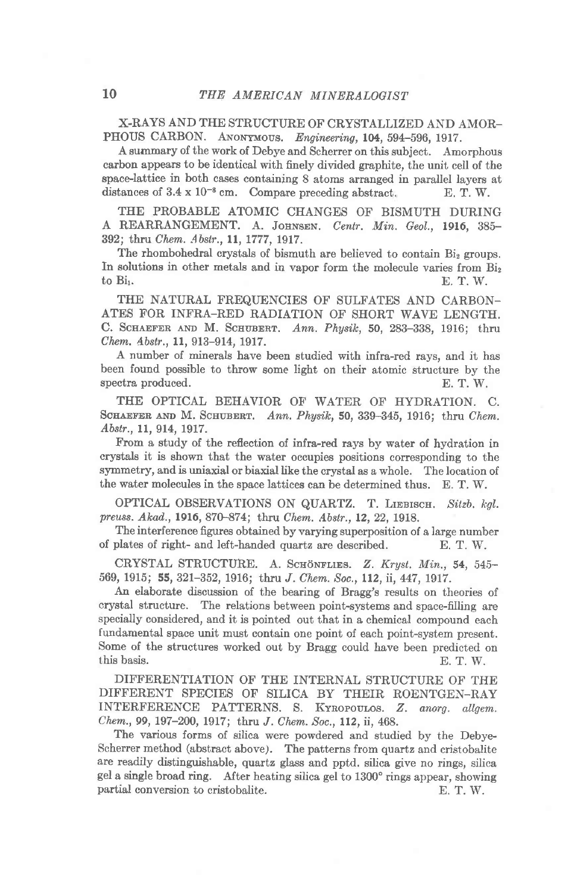X-RAYS AND THE STRUCTURE OF CRYSTALLIZED AND AMORPHOUS CARBON. Anonymous. *Engineering*, **104**, 594–596, 1917.

A summary of the work of Debye and Scherrer on this subject. Amorphous carbon appears to be identical with finely divided graphite, the unit cell of the space-lattice in both cases containing 8 atoms arranged in parallel layers at distances of $3.4 \times 10^{-8}$ cm. Compare preceding abstract. E. T. W.

THE PROBABLE ATOMIC CHANGES OF BISMUTH DURING A REARRANGEMENT. A. Johnsen. *Centr. Min. Geol.*, **1916**, 385–392; thru *Chem. Abstr.*, **11**, 1777, 1917.

The rhombohedral crystals of bismuth are believed to contain $Bi_2$ groups. In solutions in other metals and in vapor form the molecule varies from $Bi_2$ to $Bi_1$. E. T. W.

THE NATURAL FREQUENCIES OF SULFATES AND CARBONATES FOR INFRA-RED RADIATION OF SHORT WAVE LENGTH. C. Schaefer and M. Schubert. *Ann. Physik*, **50**, 283–338, 1916; thru *Chem. Abstr.*, **11**, 913–914, 1917.

A number of minerals have been studied with infra-red rays, and it has been found possible to throw some light on their atomic structure by the spectra produced. E. T. W.

THE OPTICAL BEHAVIOR OF WATER OF HYDRATION. C. Schaefer and M. Schubert. *Ann. Physik*, **50**, 339–345, 1916; thru *Chem. Abstr.*, **11**, 914, 1917.

From a study of the reflection of infra-red rays by water of hydration in crystals it is shown that the water occupies positions corresponding to the symmetry, and is uniaxial or biaxial like the crystal as a whole. The location of the water molecules in the space lattices can be determined thus. E. T. W.

OPTICAL OBSERVATIONS ON QUARTZ. T. Liebisch. *Sitzb. kgl. preuss. Akad.*, **1916**, 870–874; thru *Chem. Abstr.*, **12**, 22, 1918.

The interference figures obtained by varying superposition of a large number of plates of right- and left-handed quartz are described. E. T. W.

CRYSTAL STRUCTURE. A. Schönflies. *Z. Kryst. Min.*, **54**, 545–569, 1915; **55**, 321–352, 1916; thru *J. Chem. Soc.*, **112**, ii, 447, 1917.

An elaborate discussion of the bearing of Bragg's results on theories of crystal structure. The relations between point-systems and space-filling are specially considered, and it is pointed out that in a chemical compound each fundamental space unit must contain one point of each point-system present. Some of the structures worked out by Bragg could have been predicted on this basis. E. T. W.

DIFFERENTIATION OF THE INTERNAL STRUCTURE OF THE DIFFERENT SPECIES OF SILICA BY THEIR ROENTGEN-RAY INTERFERENCE PATTERNS. S. Kyropoulos. *Z. anorg. allgem. Chem.*, **99**, 197–200, 1917; thru *J. Chem. Soc.*, **112**, ii, 468.

The various forms of silica were powdered and studied by the Debye-Scherrer method (abstract above). The patterns from quartz and cristobalite are readily distinguishable, quartz glass and pptd. silica give no rings, silica gel a single broad ring. After heating silica gel to 1300° rings appear, showing partial conversion to cristobalite. E. T. W.